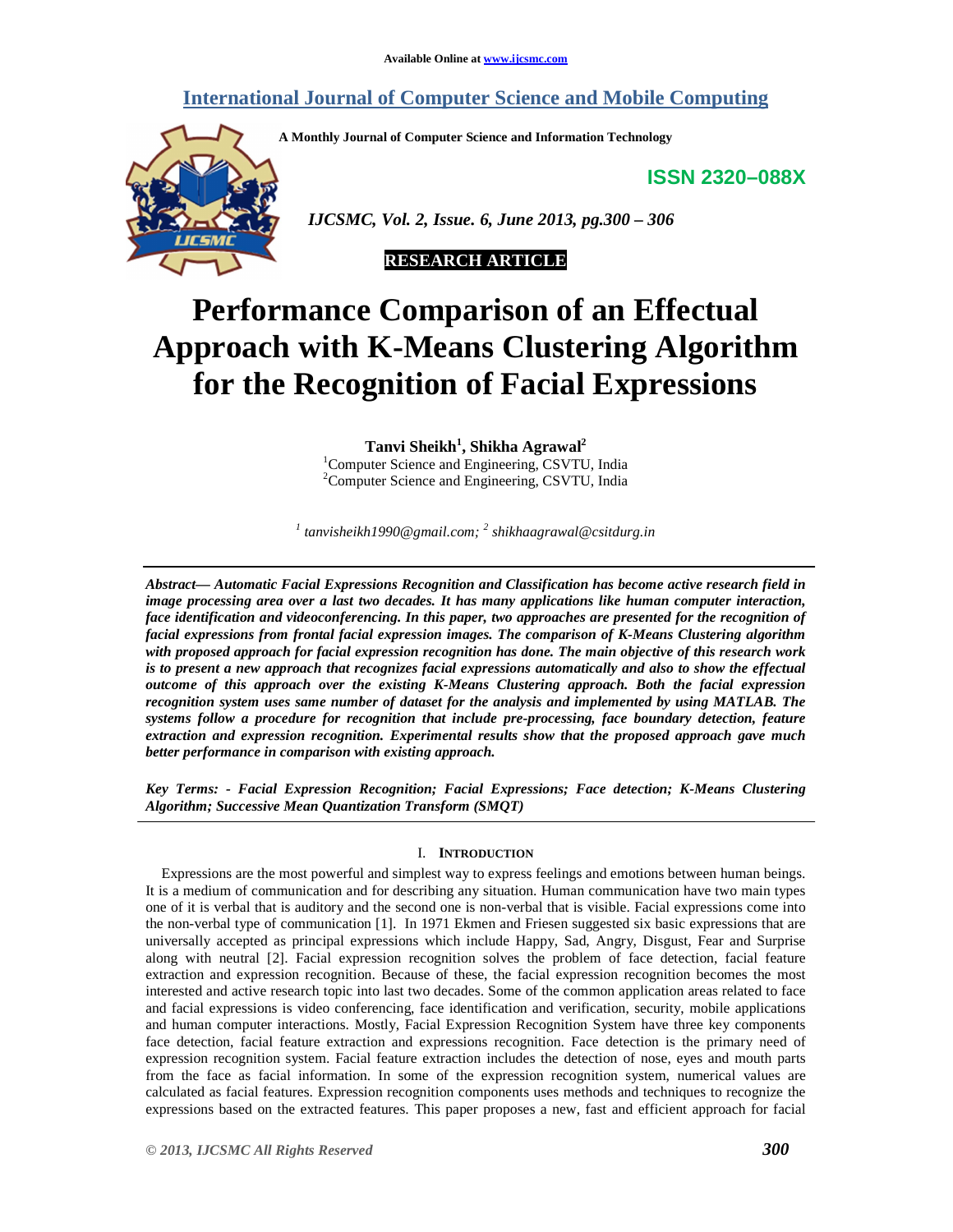Available Online at www.ijcsmc.com

# International Journal of Computer Science and Mobile Computing

A Monthly Journal of Computer Science and Information Technology

ISSN 2320–088X

*IJCSMC, Vol. 2, Issue. 6, June 2013, pg.300 – 306*

**RESEARCH ARTICLE**

# Performance Comparison of an Effectual Approach with K-Means Clustering Algorithm for the Recognition of Facial Expressions

**Tanvi Sheikh[1], Shikha Agrawal[2]**

[1]Computer Science and Engineering, CSVTU, India
[2]Computer Science and Engineering, CSVTU, India

*[1] tanvisheikh1990@gmail.com; [2] shikhaagrawal@csitdurg.in*

***Abstract— Automatic Facial Expressions Recognition and Classification has become active research field in image processing area over a last two decades. It has many applications like human computer interaction, face identification and videoconferencing. In this paper, two approaches are presented for the recognition of facial expressions from frontal facial expression images. The comparison of K-Means Clustering algorithm with proposed approach for facial expression recognition has done. The main objective of this research work is to present a new approach that recognizes facial expressions automatically and also to show the effectual outcome of this approach over the existing K-Means Clustering approach. Both the facial expression recognition system uses same number of dataset for the analysis and implemented by using MATLAB. The systems follow a procedure for recognition that include pre-processing, face boundary detection, feature extraction and expression recognition. Experimental results show that the proposed approach gave much better performance in comparison with existing approach.***

***Key Terms: - Facial Expression Recognition; Facial Expressions; Face detection; K-Means Clustering Algorithm; Successive Mean Quantization Transform (SMQT)***

## I. Introduction

Expressions are the most powerful and simplest way to express feelings and emotions between human beings. It is a medium of communication and for describing any situation. Human communication have two main types one of it is verbal that is auditory and the second one is non-verbal that is visible. Facial expressions come into the non-verbal type of communication [1]. In 1971 Ekmen and Friesen suggested six basic expressions that are universally accepted as principal expressions which include Happy, Sad, Angry, Disgust, Fear and Surprise along with neutral [2]. Facial expression recognition solves the problem of face detection, facial feature extraction and expression recognition. Because of these, the facial expression recognition becomes the most interested and active research topic into last two decades. Some of the common application areas related to face and facial expressions is video conferencing, face identification and verification, security, mobile applications and human computer interactions. Mostly, Facial Expression Recognition System have three key components face detection, facial feature extraction and expressions recognition. Face detection is the primary need of expression recognition system. Facial feature extraction includes the detection of nose, eyes and mouth parts from the face as facial information. In some of the expression recognition system, numerical values are calculated as facial features. Expression recognition components uses methods and techniques to recognize the expressions based on the extracted features. This paper proposes a new, fast and efficient approach for facial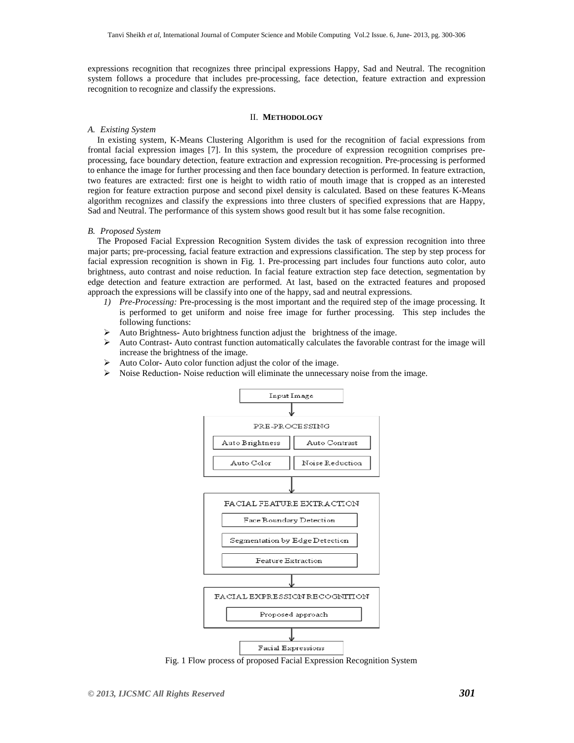expressions recognition that recognizes three principal expressions Happy, Sad and Neutral. The recognition system follows a procedure that includes pre-processing, face detection, feature extraction and expression recognition to recognize and classify the expressions.

## II. METHODOLOGY

### *A. Existing System*

In existing system, K-Means Clustering Algorithm is used for the recognition of facial expressions from frontal facial expression images [7]. In this system, the procedure of expression recognition comprises pre-processing, face boundary detection, feature extraction and expression recognition. Pre-processing is performed to enhance the image for further processing and then face boundary detection is performed. In feature extraction, two features are extracted: first one is height to width ratio of mouth image that is cropped as an interested region for feature extraction purpose and second pixel density is calculated. Based on these features K-Means algorithm recognizes and classify the expressions into three clusters of specified expressions that are Happy, Sad and Neutral. The performance of this system shows good result but it has some false recognition.

### *B. Proposed System*

The Proposed Facial Expression Recognition System divides the task of expression recognition into three major parts; pre-processing, facial feature extraction and expressions classification. The step by step process for facial expression recognition is shown in Fig. 1. Pre-processing part includes four functions auto color, auto brightness, auto contrast and noise reduction. In facial feature extraction step face detection, segmentation by edge detection and feature extraction are performed. At last, based on the extracted features and proposed approach the expressions will be classify into one of the happy, sad and neutral expressions.

1) *Pre-Processing:* Pre-processing is the most important and the required step of the image processing. It is performed to get uniform and noise free image for further processing. This step includes the following functions:

- Auto Brightness- Auto brightness function adjust the brightness of the image.
- Auto Contrast- Auto contrast function automatically calculates the favorable contrast for the image will increase the brightness of the image.
- Auto Color- Auto color function adjust the color of the image.
- Noise Reduction- Noise reduction will eliminate the unnecessary noise from the image.

Fig. 1 Flow process of proposed Facial Expression Recognition System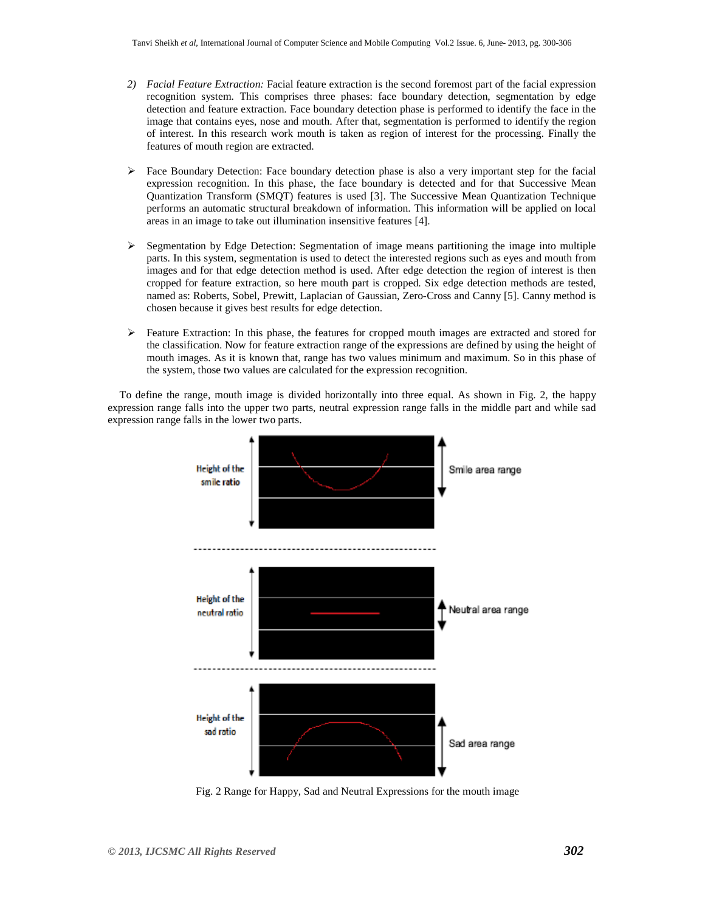2) *Facial Feature Extraction:* Facial feature extraction is the second foremost part of the facial expression recognition system. This comprises three phases: face boundary detection, segmentation by edge detection and feature extraction. Face boundary detection phase is performed to identify the face in the image that contains eyes, nose and mouth. After that, segmentation is performed to identify the region of interest. In this research work mouth is taken as region of interest for the processing. Finally the features of mouth region are extracted.

- Face Boundary Detection: Face boundary detection phase is also a very important step for the facial expression recognition. In this phase, the face boundary is detected and for that Successive Mean Quantization Transform (SMQT) features is used [3]. The Successive Mean Quantization Technique performs an automatic structural breakdown of information. This information will be applied on local areas in an image to take out illumination insensitive features [4].

- Segmentation by Edge Detection: Segmentation of image means partitioning the image into multiple parts. In this system, segmentation is used to detect the interested regions such as eyes and mouth from images and for that edge detection method is used. After edge detection the region of interest is then cropped for feature extraction, so here mouth part is cropped. Six edge detection methods are tested, named as: Roberts, Sobel, Prewitt, Laplacian of Gaussian, Zero-Cross and Canny [5]. Canny method is chosen because it gives best results for edge detection.

- Feature Extraction: In this phase, the features for cropped mouth images are extracted and stored for the classification. Now for feature extraction range of the expressions are defined by using the height of mouth images. As it is known that, range has two values minimum and maximum. So in this phase of the system, those two values are calculated for the expression recognition.

To define the range, mouth image is divided horizontally into three equal. As shown in Fig. 2, the happy expression range falls into the upper two parts, neutral expression range falls in the middle part and while sad expression range falls in the lower two parts.

Fig. 2 Range for Happy, Sad and Neutral Expressions for the mouth image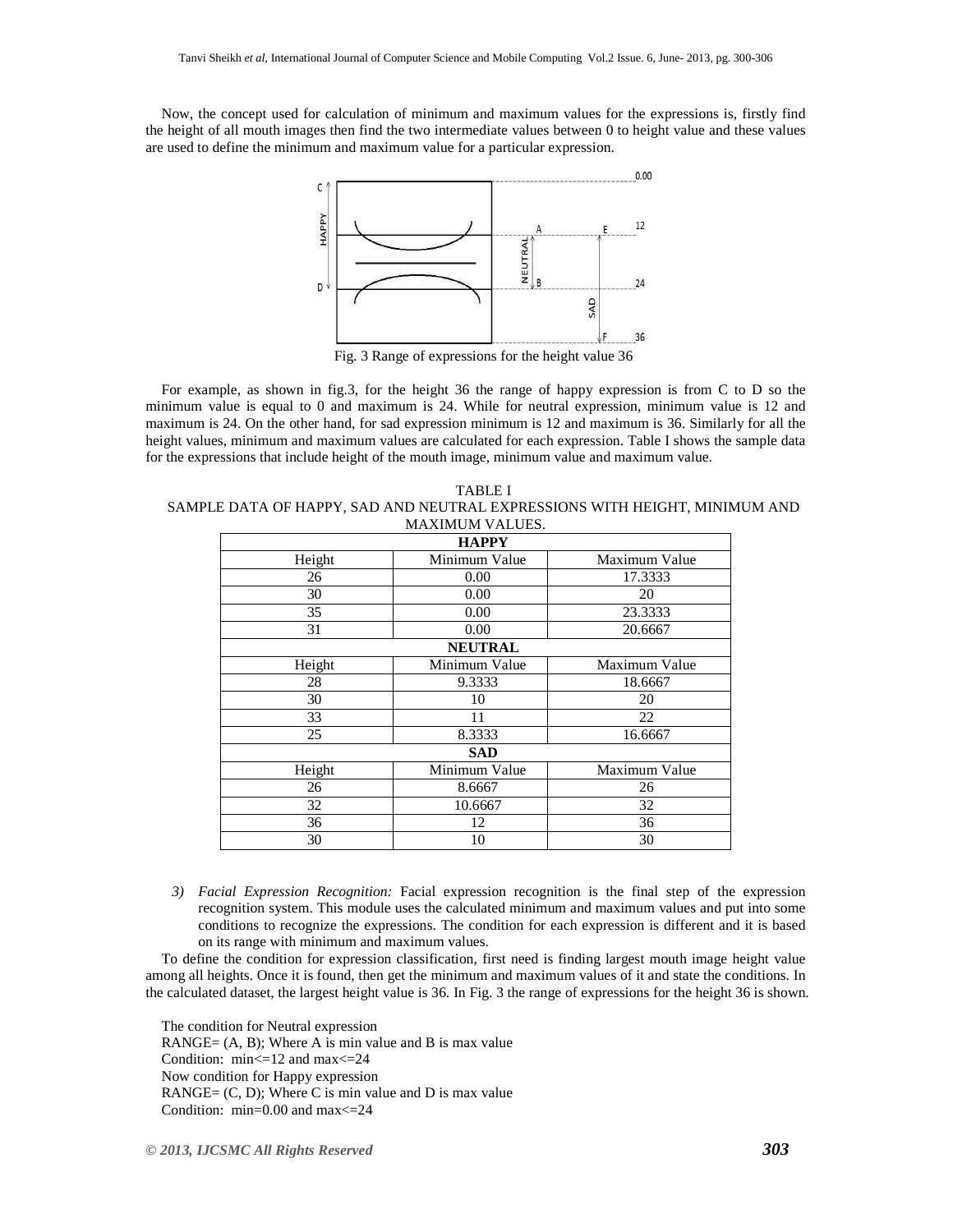Now, the concept used for calculation of minimum and maximum values for the expressions is, firstly find the height of all mouth images then find the two intermediate values between 0 to height value and these values are used to define the minimum and maximum value for a particular expression.

Fig. 3 Range of expressions for the height value 36

For example, as shown in fig.3, for the height 36 the range of happy expression is from C to D so the minimum value is equal to 0 and maximum is 24. While for neutral expression, minimum value is 12 and maximum is 24. On the other hand, for sad expression minimum is 12 and maximum is 36. Similarly for all the height values, minimum and maximum values are calculated for each expression. Table I shows the sample data for the expressions that include height of the mouth image, minimum value and maximum value.

TABLE I
SAMPLE DATA OF HAPPY, SAD AND NEUTRAL EXPRESSIONS WITH HEIGHT, MINIMUM AND MAXIMUM VALUES.

| **HAPPY** | | |
|---|---|---|
| Height | Minimum Value | Maximum Value |
| 26 | 0.00 | 17.3333 |
| 30 | 0.00 | 20 |
| 35 | 0.00 | 23.3333 |
| 31 | 0.00 | 20.6667 |
| **NEUTRAL** | | |
| Height | Minimum Value | Maximum Value |
| 28 | 9.3333 | 18.6667 |
| 30 | 10 | 20 |
| 33 | 11 | 22 |
| 25 | 8.3333 | 16.6667 |
| **SAD** | | |
| Height | Minimum Value | Maximum Value |
| 26 | 8.6667 | 26 |
| 32 | 10.6667 | 32 |
| 36 | 12 | 36 |
| 30 | 10 | 30 |

3) *Facial Expression Recognition:* Facial expression recognition is the final step of the expression recognition system. This module uses the calculated minimum and maximum values and put into some conditions to recognize the expressions. The condition for each expression is different and it is based on its range with minimum and maximum values.

To define the condition for expression classification, first need is finding largest mouth image height value among all heights. Once it is found, then get the minimum and maximum values of it and state the conditions. In the calculated dataset, the largest height value is 36. In Fig. 3 the range of expressions for the height 36 is shown.

The condition for Neutral expression
RANGE= (A, B); Where A is min value and B is max value
Condition: min<=12 and max<=24
Now condition for Happy expression
RANGE= (C, D); Where C is min value and D is max value
Condition: min=0.00 and max<=24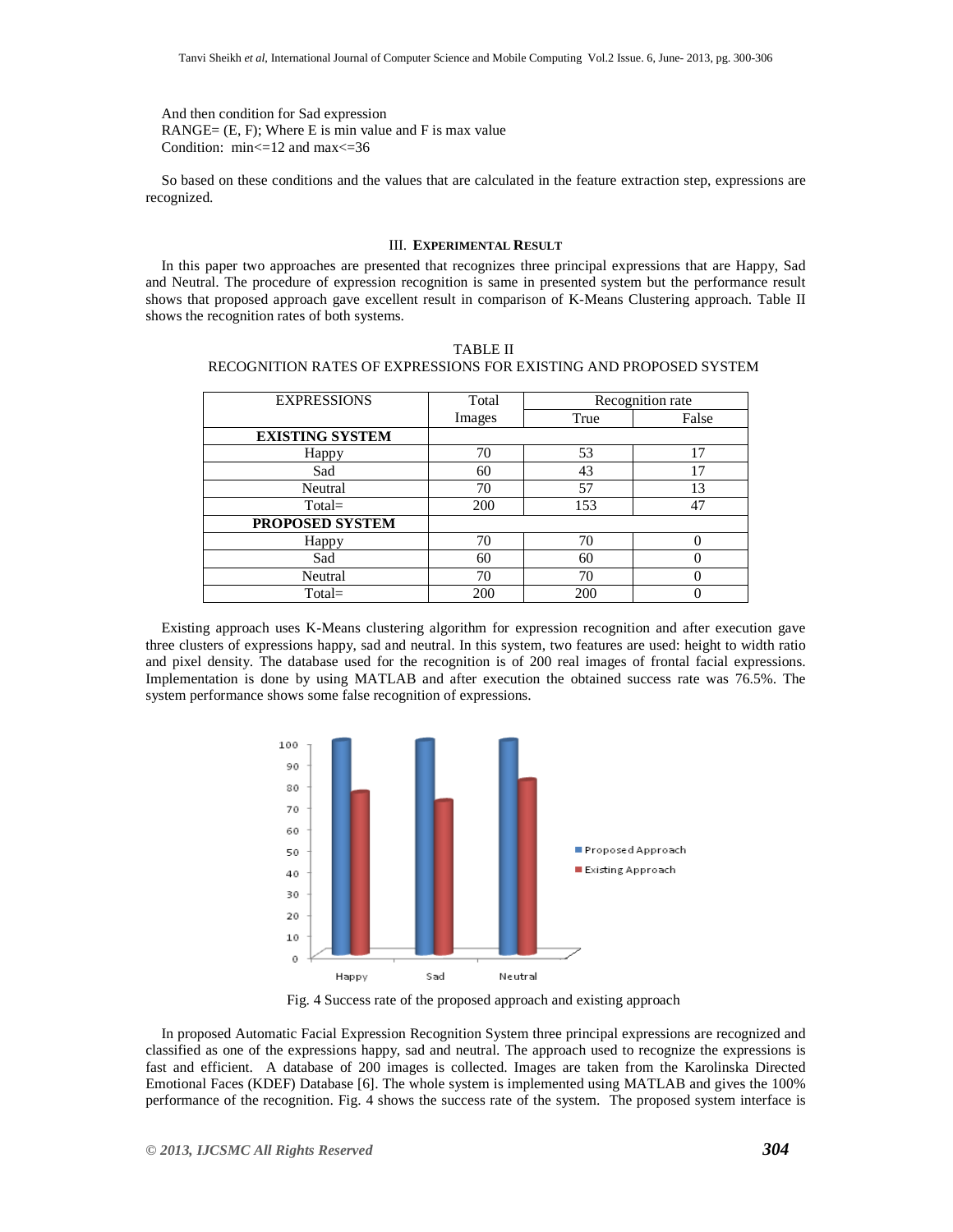And then condition for Sad expression
RANGE= (E, F); Where E is min value and F is max value
Condition: min<=12 and max<=36

So based on these conditions and the values that are calculated in the feature extraction step, expressions are recognized.

## III. EXPERIMENTAL RESULT

In this paper two approaches are presented that recognizes three principal expressions that are Happy, Sad and Neutral. The procedure of expression recognition is same in presented system but the performance result shows that proposed approach gave excellent result in comparison of K-Means Clustering approach. Table II shows the recognition rates of both systems.

TABLE II
RECOGNITION RATES OF EXPRESSIONS FOR EXISTING AND PROPOSED SYSTEM

| EXPRESSIONS | Total Images | Recognition rate | |
|---|---|---|---|
| | | True | False |
| **EXISTING SYSTEM** | | | |
| Happy | 70 | 53 | 17 |
| Sad | 60 | 43 | 17 |
| Neutral | 70 | 57 | 13 |
| Total= | 200 | 153 | 47 |
| **PROPOSED SYSTEM** | | | |
| Happy | 70 | 70 | 0 |
| Sad | 60 | 60 | 0 |
| Neutral | 70 | 70 | 0 |
| Total= | 200 | 200 | 0 |

Existing approach uses K-Means clustering algorithm for expression recognition and after execution gave three clusters of expressions happy, sad and neutral. In this system, two features are used: height to width ratio and pixel density. The database used for the recognition is of 200 real images of frontal facial expressions. Implementation is done by using MATLAB and after execution the obtained success rate was 76.5%. The system performance shows some false recognition of expressions.

Fig. 4 Success rate of the proposed approach and existing approach

In proposed Automatic Facial Expression Recognition System three principal expressions are recognized and classified as one of the expressions happy, sad and neutral. The approach used to recognize the expressions is fast and efficient. A database of 200 images is collected. Images are taken from the Karolinska Directed Emotional Faces (KDEF) Database [6]. The whole system is implemented using MATLAB and gives the 100% performance of the recognition. Fig. 4 shows the success rate of the system. The proposed system interface is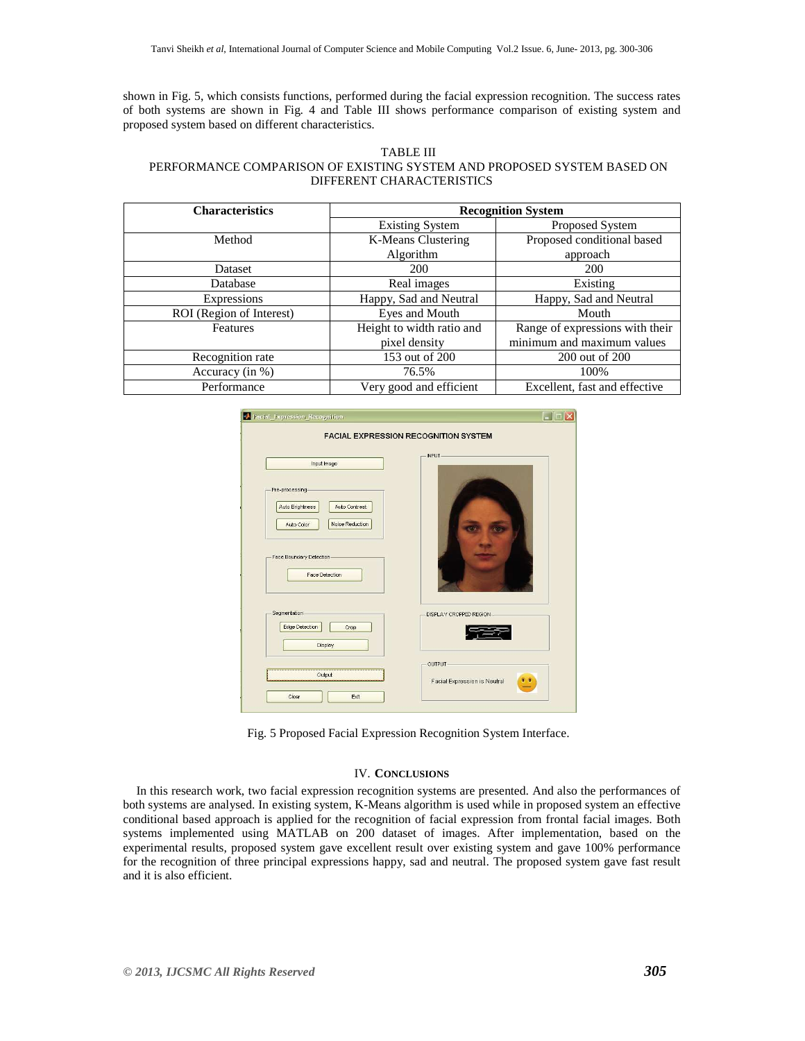shown in Fig. 5, which consists functions, performed during the facial expression recognition. The success rates of both systems are shown in Fig. 4 and Table III shows performance comparison of existing system and proposed system based on different characteristics.

TABLE III
PERFORMANCE COMPARISON OF EXISTING SYSTEM AND PROPOSED SYSTEM BASED ON DIFFERENT CHARACTERISTICS

| **Characteristics** | **Recognition System** | |
|---|---|---|
| | Existing System | Proposed System |
| Method | K-Means Clustering Algorithm | Proposed conditional based approach |
| Dataset | 200 | 200 |
| Database | Real images | Existing |
| Expressions | Happy, Sad and Neutral | Happy, Sad and Neutral |
| ROI (Region of Interest) | Eyes and Mouth | Mouth |
| Features | Height to width ratio and pixel density | Range of expressions with their minimum and maximum values |
| Recognition rate | 153 out of 200 | 200 out of 200 |
| Accuracy (in %) | 76.5% | 100% |
| Performance | Very good and efficient | Excellent, fast and effective |

Fig. 5 Proposed Facial Expression Recognition System Interface.

## IV. CONCLUSIONS

In this research work, two facial expression recognition systems are presented. And also the performances of both systems are analysed. In existing system, K-Means algorithm is used while in proposed system an effective conditional based approach is applied for the recognition of facial expression from frontal facial images. Both systems implemented using MATLAB on 200 dataset of images. After implementation, based on the experimental results, proposed system gave excellent result over existing system and gave 100% performance for the recognition of three principal expressions happy, sad and neutral. The proposed system gave fast result and it is also efficient.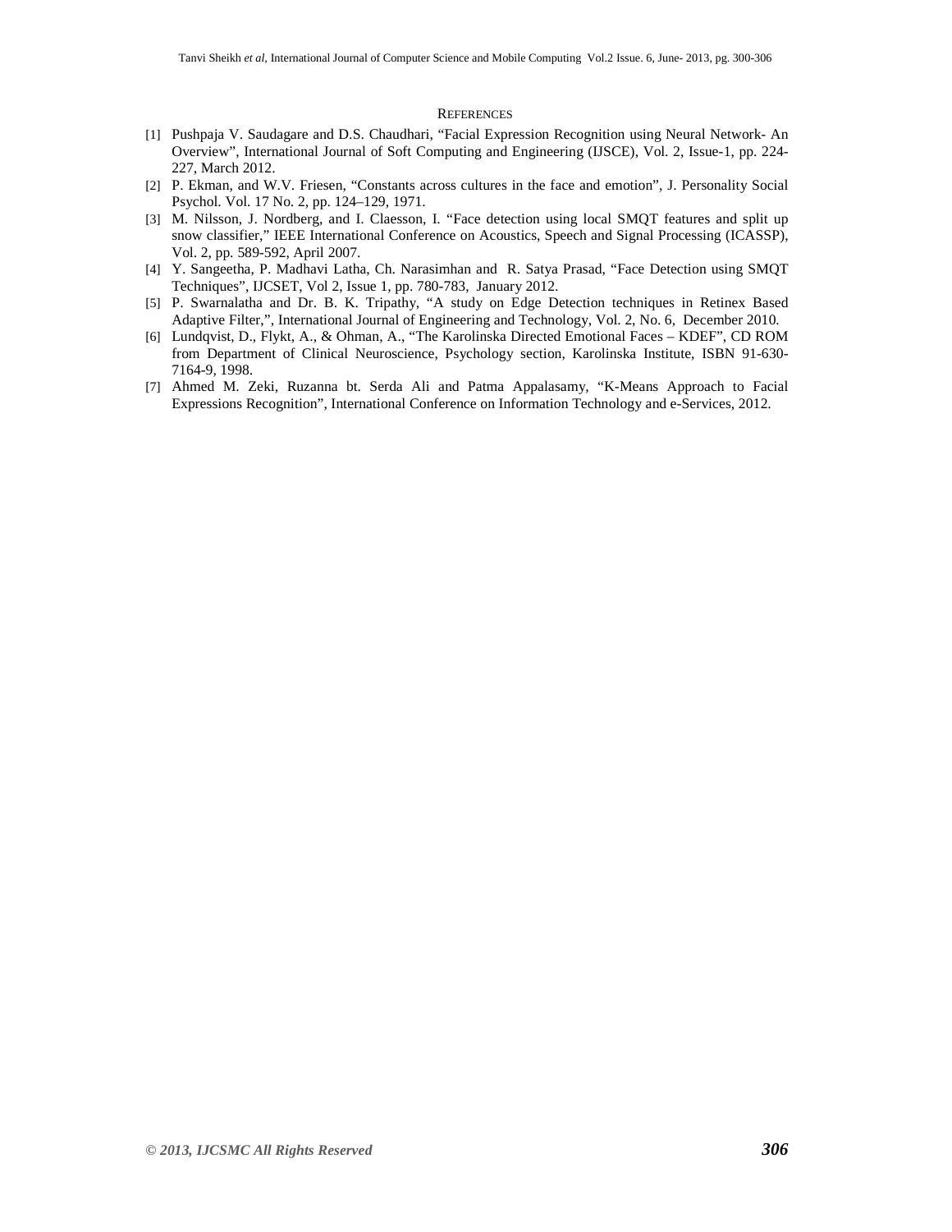## REFERENCES

[1] Pushpaja V. Saudagare and D.S. Chaudhari, "Facial Expression Recognition using Neural Network- An Overview", International Journal of Soft Computing and Engineering (IJSCE), Vol. 2, Issue-1, pp. 224-227, March 2012.

[2] P. Ekman, and W.V. Friesen, "Constants across cultures in the face and emotion", J. Personality Social Psychol. Vol. 17 No. 2, pp. 124–129, 1971.

[3] M. Nilsson, J. Nordberg, and I. Claesson, I. "Face detection using local SMQT features and split up snow classifier," IEEE International Conference on Acoustics, Speech and Signal Processing (ICASSP), Vol. 2, pp. 589-592, April 2007.

[4] Y. Sangeetha, P. Madhavi Latha, Ch. Narasimhan and R. Satya Prasad, "Face Detection using SMQT Techniques", IJCSET, Vol 2, Issue 1, pp. 780-783, January 2012.

[5] P. Swarnalatha and Dr. B. K. Tripathy, "A study on Edge Detection techniques in Retinex Based Adaptive Filter,", International Journal of Engineering and Technology, Vol. 2, No. 6, December 2010.

[6] Lundqvist, D., Flykt, A., & Ohman, A., "The Karolinska Directed Emotional Faces – KDEF", CD ROM from Department of Clinical Neuroscience, Psychology section, Karolinska Institute, ISBN 91-630-7164-9, 1998.

[7] Ahmed M. Zeki, Ruzanna bt. Serda Ali and Patma Appalasamy, "K-Means Approach to Facial Expressions Recognition", International Conference on Information Technology and e-Services, 2012.